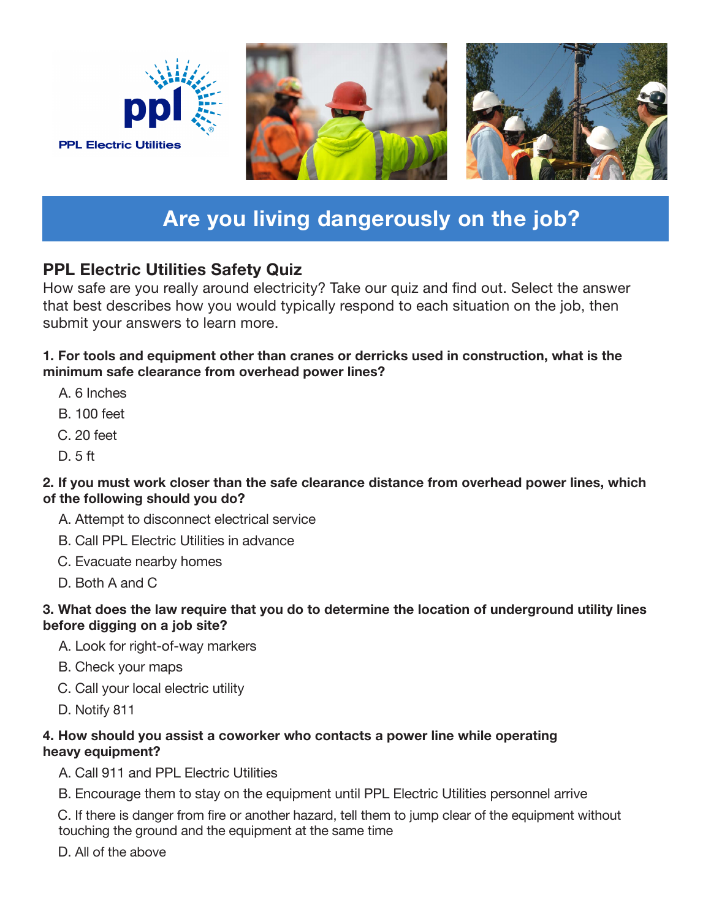PPL Electric Utilities

# Are you living dangerously on the job?

## PPL Electric Utilities Safety Quiz

How safe are you really around electricity? Take our quiz and find out. Select the answer that best describes how you would typically respond to each situation on the job, then submit your answers to learn more.

**1. For tools and equipment other than cranes or derricks used in construction, what is the minimum safe clearance from overhead power lines?**

A. 6 Inches

B. 100 feet

C. 20 feet

D. 5 ft

**2. If you must work closer than the safe clearance distance from overhead power lines, which of the following should you do?**

A. Attempt to disconnect electrical service

B. Call PPL Electric Utilities in advance

C. Evacuate nearby homes

D. Both A and C

**3. What does the law require that you do to determine the location of underground utility lines before digging on a job site?**

A. Look for right-of-way markers

B. Check your maps

C. Call your local electric utility

D. Notify 811

**4. How should you assist a coworker who contacts a power line while operating heavy equipment?**

A. Call 911 and PPL Electric Utilities

B. Encourage them to stay on the equipment until PPL Electric Utilities personnel arrive

C. If there is danger from fire or another hazard, tell them to jump clear of the equipment without touching the ground and the equipment at the same time

D. All of the above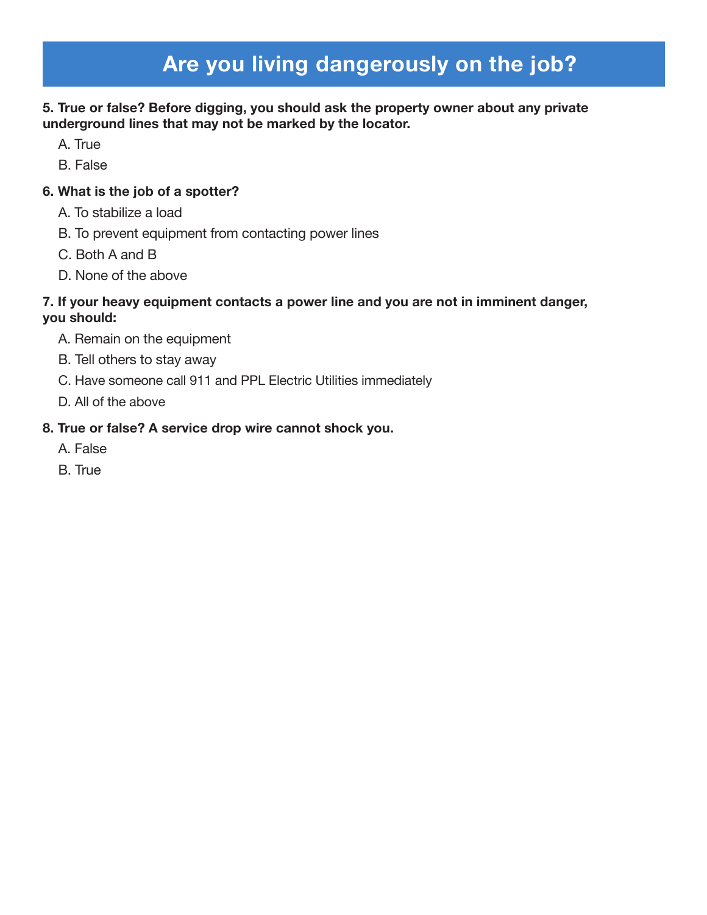# Are you living dangerously on the job?

**5. True or false? Before digging, you should ask the property owner about any private underground lines that may not be marked by the locator.**

A. True

B. False

**6. What is the job of a spotter?**

A. To stabilize a load

B. To prevent equipment from contacting power lines

C. Both A and B

D. None of the above

**7. If your heavy equipment contacts a power line and you are not in imminent danger, you should:**

A. Remain on the equipment

B. Tell others to stay away

C. Have someone call 911 and PPL Electric Utilities immediately

D. All of the above

**8. True or false? A service drop wire cannot shock you.**

A. False

B. True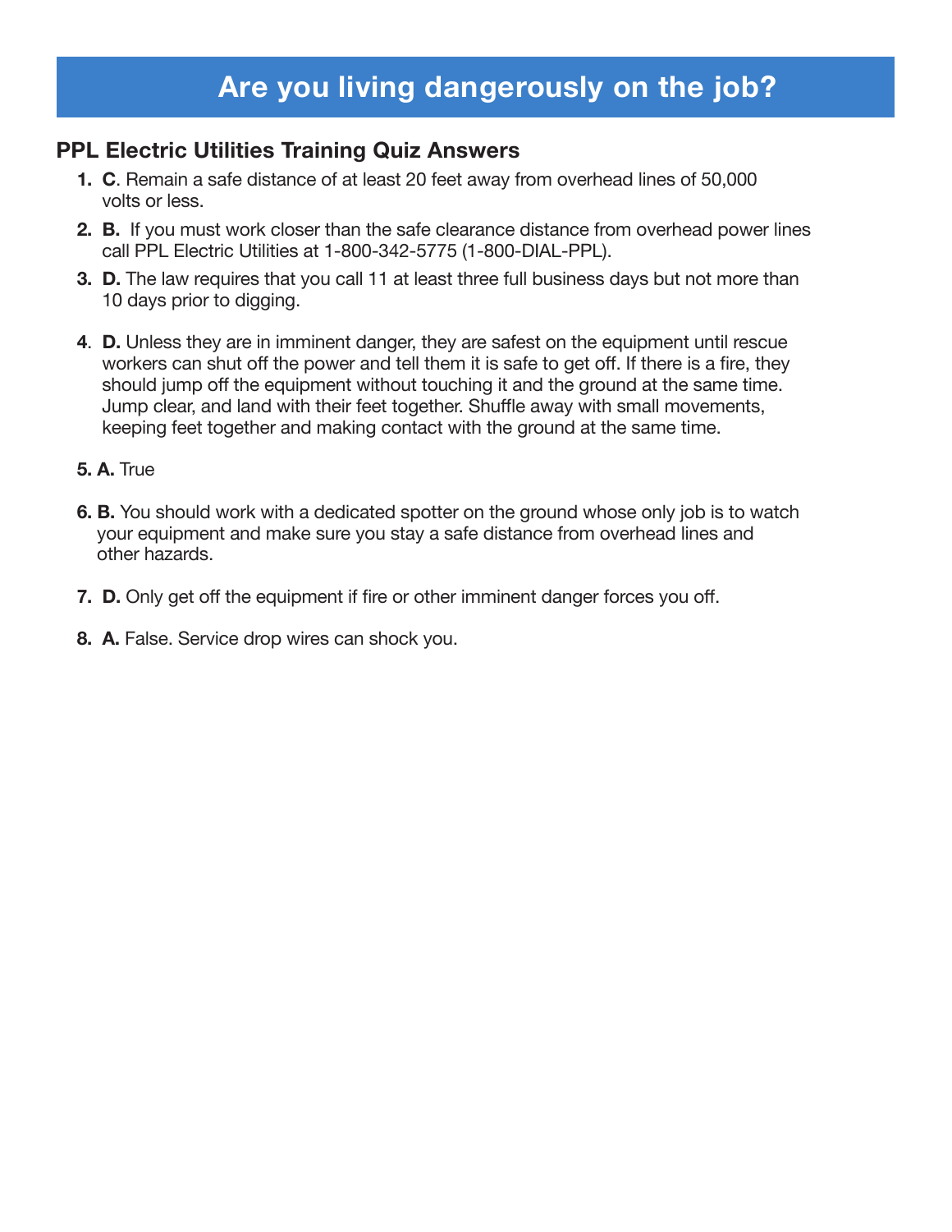# Are you living dangerously on the job?

## PPL Electric Utilities Training Quiz Answers

1. **C**. Remain a safe distance of at least 20 feet away from overhead lines of 50,000 volts or less.
2. **B.** If you must work closer than the safe clearance distance from overhead power lines call PPL Electric Utilities at 1-800-342-5775 (1-800-DIAL-PPL).
3. **D.** The law requires that you call 11 at least three full business days but not more than 10 days prior to digging.
4. **D.** Unless they are in imminent danger, they are safest on the equipment until rescue workers can shut off the power and tell them it is safe to get off. If there is a fire, they should jump off the equipment without touching it and the ground at the same time. Jump clear, and land with their feet together. Shuffle away with small movements, keeping feet together and making contact with the ground at the same time.
5. **A.** True
6. **B.** You should work with a dedicated spotter on the ground whose only job is to watch your equipment and make sure you stay a safe distance from overhead lines and other hazards.
7. **D.** Only get off the equipment if fire or other imminent danger forces you off.
8. **A.** False. Service drop wires can shock you.